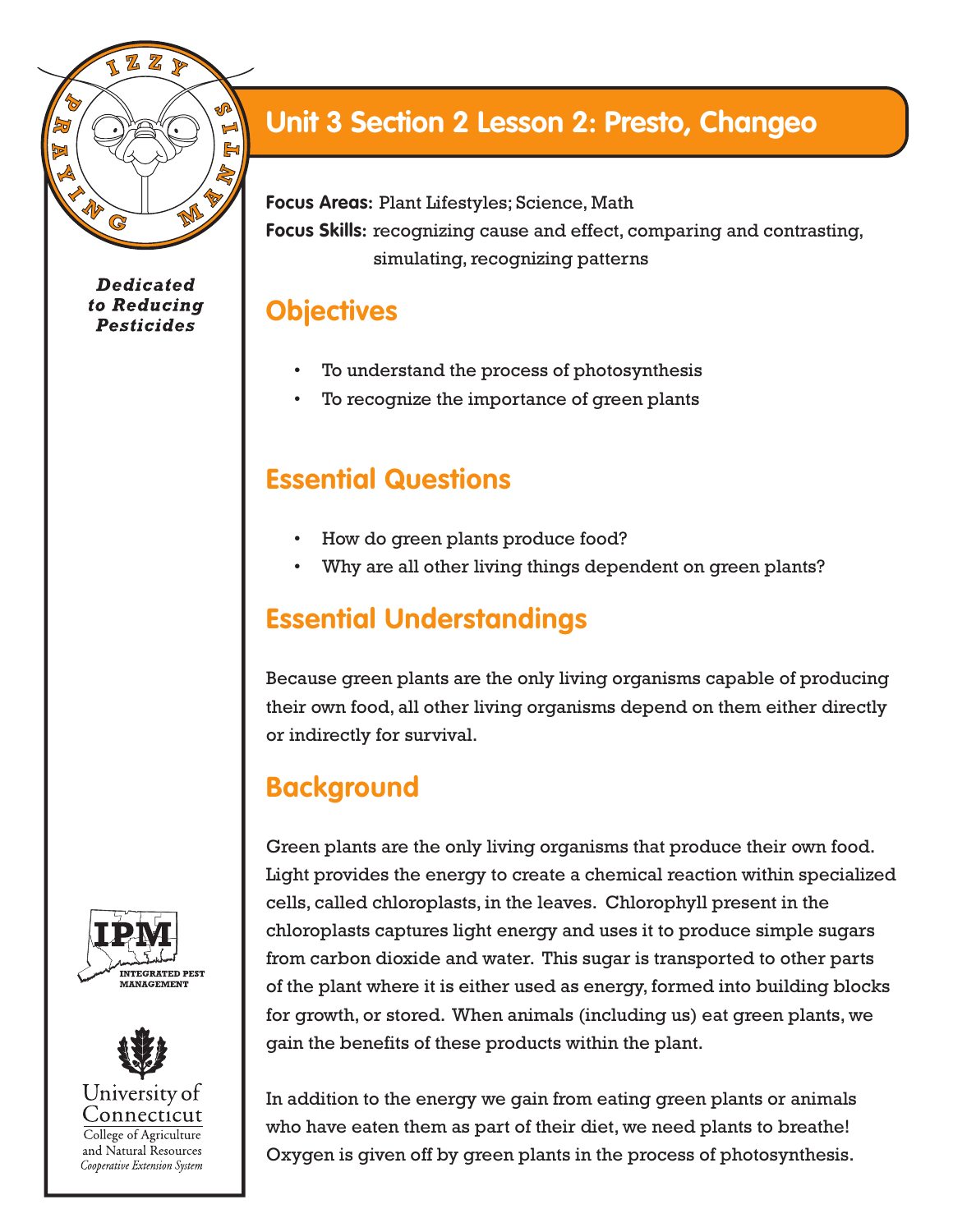# Unit 3 Section 2 Lesson 2: Presto, Changeo

**Focus Areas:** Plant Lifestyles; Science, Math

**Focus Skills:** recognizing cause and effect, comparing and contrasting, simulating, recognizing patterns

## Objectives

- To understand the process of photosynthesis
- To recognize the importance of green plants

## Essential Questions

- How do green plants produce food?
- Why are all other living things dependent on green plants?

## Essential Understandings

Because green plants are the only living organisms capable of producing their own food, all other living organisms depend on them either directly or indirectly for survival.

## Background

Green plants are the only living organisms that produce their own food. Light provides the energy to create a chemical reaction within specialized cells, called chloroplasts, in the leaves. Chlorophyll present in the chloroplasts captures light energy and uses it to produce simple sugars from carbon dioxide and water. This sugar is transported to other parts of the plant where it is either used as energy, formed into building blocks for growth, or stored. When animals (including us) eat green plants, we gain the benefits of these products within the plant.

In addition to the energy we gain from eating green plants or animals who have eaten them as part of their diet, we need plants to breathe! Oxygen is given off by green plants in the process of photosynthesis.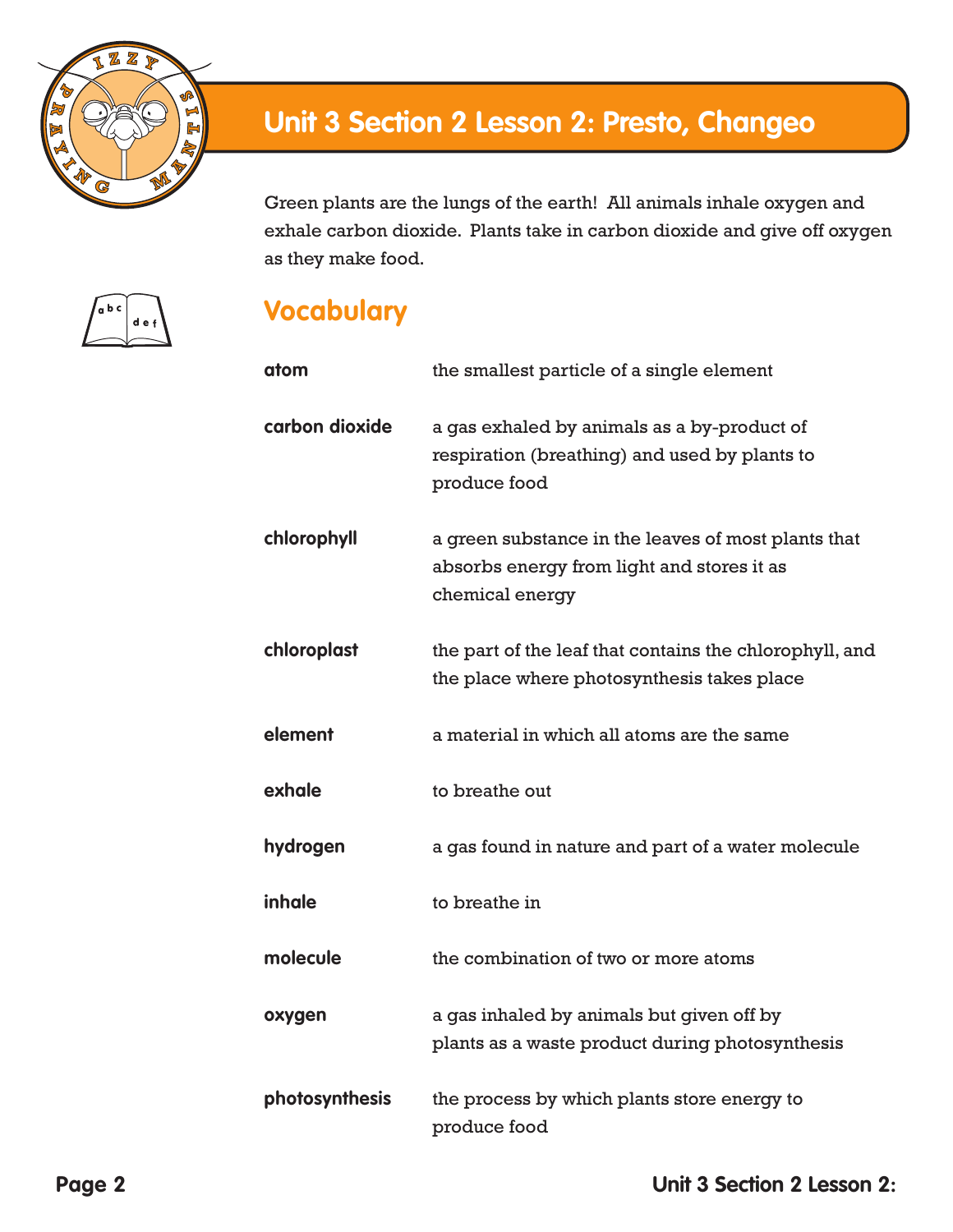# Unit 3 Section 2 Lesson 2: Presto, Changeo

Green plants are the lungs of the earth! All animals inhale oxygen and exhale carbon dioxide. Plants take in carbon dioxide and give off oxygen as they make food.

## Vocabulary

| | |
|---|---|
| **atom** | the smallest particle of a single element |
| **carbon dioxide** | a gas exhaled by animals as a by-product of respiration (breathing) and used by plants to produce food |
| **chlorophyll** | a green substance in the leaves of most plants that absorbs energy from light and stores it as chemical energy |
| **chloroplast** | the part of the leaf that contains the chlorophyll, and the place where photosynthesis takes place |
| **element** | a material in which all atoms are the same |
| **exhale** | to breathe out |
| **hydrogen** | a gas found in nature and part of a water molecule |
| **inhale** | to breathe in |
| **molecule** | the combination of two or more atoms |
| **oxygen** | a gas inhaled by animals but given off by plants as a waste product during photosynthesis |
| **photosynthesis** | the process by which plants store energy to produce food |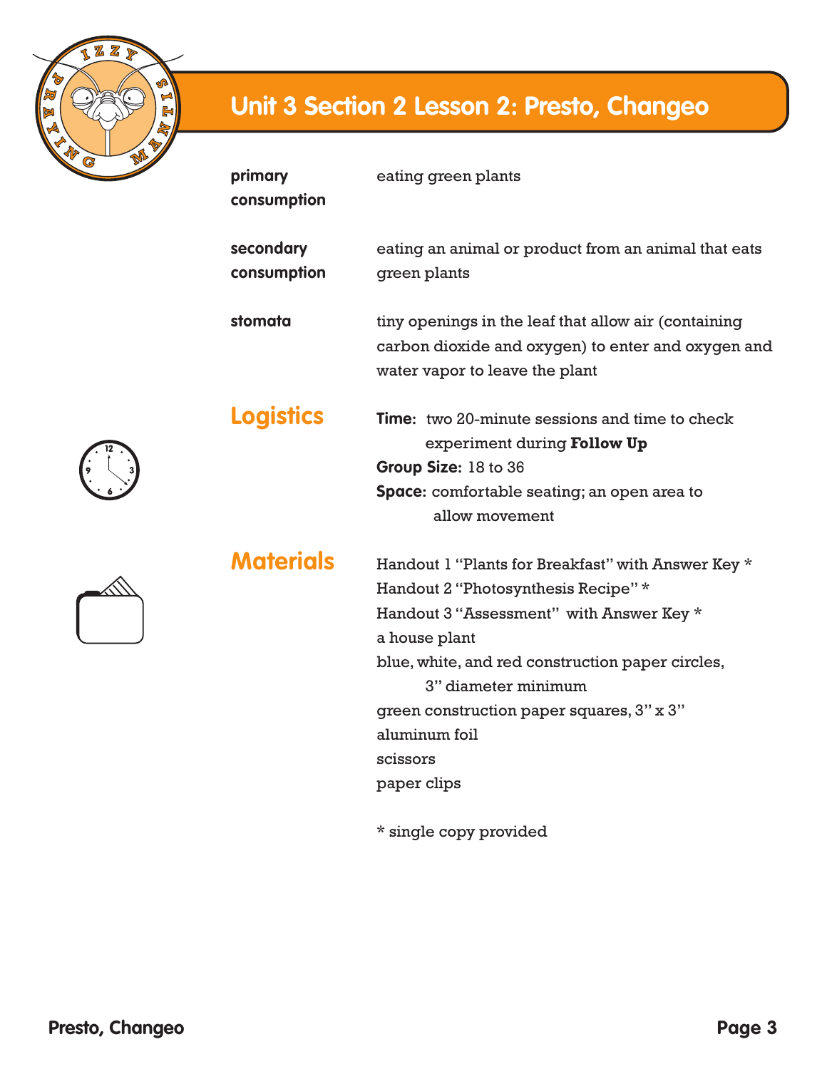# Unit 3 Section 2 Lesson 2: Presto, Changeo

**primary consumption** eating green plants

**secondary consumption** eating an animal or product from an animal that eats green plants

**stomata** tiny openings in the leaf that allow air (containing carbon dioxide and oxygen) to enter and oxygen and water vapor to leave the plant

## Logistics

**Time:** two 20-minute sessions and time to check experiment during **Follow Up**
**Group Size:** 18 to 36
**Space:** comfortable seating; an open area to allow movement

## Materials

Handout 1 "Plants for Breakfast" with Answer Key *
Handout 2 "Photosynthesis Recipe" *
Handout 3 "Assessment" with Answer Key *
a house plant
blue, white, and red construction paper circles, 3" diameter minimum
green construction paper squares, 3" x 3"
aluminum foil
scissors
paper clips

* single copy provided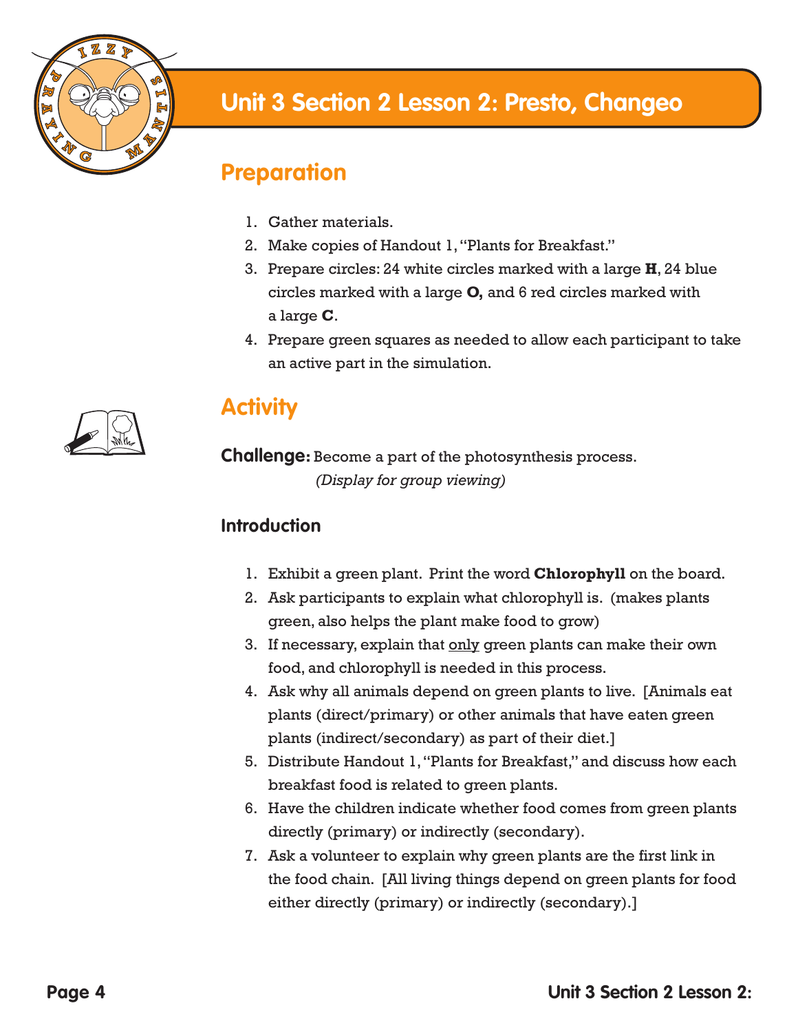# Unit 3 Section 2 Lesson 2: Presto, Changeo

## Preparation

1. Gather materials.
2. Make copies of Handout 1, "Plants for Breakfast."
3. Prepare circles: 24 white circles marked with a large **H**, 24 blue circles marked with a large **O,** and 6 red circles marked with a large **C**.
4. Prepare green squares as needed to allow each participant to take an active part in the simulation.

## Activity

**Challenge:** Become a part of the photosynthesis process. *(Display for group viewing)*

### Introduction

1. Exhibit a green plant. Print the word **Chlorophyll** on the board.
2. Ask participants to explain what chlorophyll is. (makes plants green, also helps the plant make food to grow)
3. If necessary, explain that only green plants can make their own food, and chlorophyll is needed in this process.
4. Ask why all animals depend on green plants to live. [Animals eat plants (direct/primary) or other animals that have eaten green plants (indirect/secondary) as part of their diet.]
5. Distribute Handout 1, "Plants for Breakfast," and discuss how each breakfast food is related to green plants.
6. Have the children indicate whether food comes from green plants directly (primary) or indirectly (secondary).
7. Ask a volunteer to explain why green plants are the first link in the food chain. [All living things depend on green plants for food either directly (primary) or indirectly (secondary).]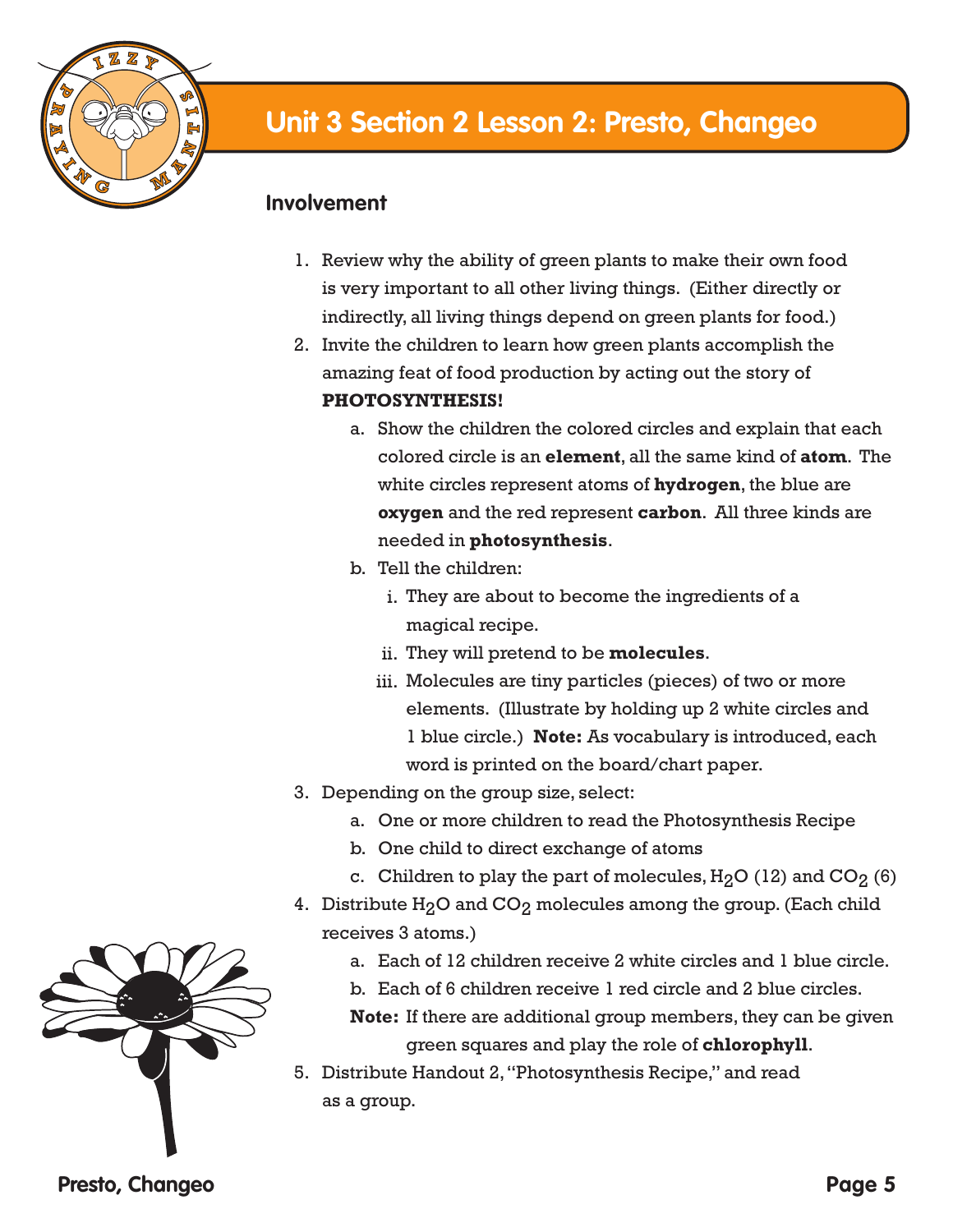# Unit 3 Section 2 Lesson 2: Presto, Changeo

## Involvement

1. Review why the ability of green plants to make their own food is very important to all other living things. (Either directly or indirectly, all living things depend on green plants for food.)
2. Invite the children to learn how green plants accomplish the amazing feat of food production by acting out the story of **PHOTOSYNTHESIS!**
   a. Show the children the colored circles and explain that each colored circle is an **element**, all the same kind of **atom**. The white circles represent atoms of **hydrogen**, the blue are **oxygen** and the red represent **carbon**. All three kinds are needed in **photosynthesis**.
   b. Tell the children:
      i. They are about to become the ingredients of a magical recipe.
      ii. They will pretend to be **molecules**.
      iii. Molecules are tiny particles (pieces) of two or more elements. (Illustrate by holding up 2 white circles and 1 blue circle.) **Note:** As vocabulary is introduced, each word is printed on the board/chart paper.
3. Depending on the group size, select:
   a. One or more children to read the Photosynthesis Recipe
   b. One child to direct exchange of atoms
   c. Children to play the part of molecules, $H_2O$ (12) and $CO_2$ (6)
4. Distribute $H_2O$ and $CO_2$ molecules among the group. (Each child receives 3 atoms.)
   a. Each of 12 children receive 2 white circles and 1 blue circle.
   b. Each of 6 children receive 1 red circle and 2 blue circles.

   **Note:** If there are additional group members, they can be given green squares and play the role of **chlorophyll**.
5. Distribute Handout 2, "Photosynthesis Recipe," and read as a group.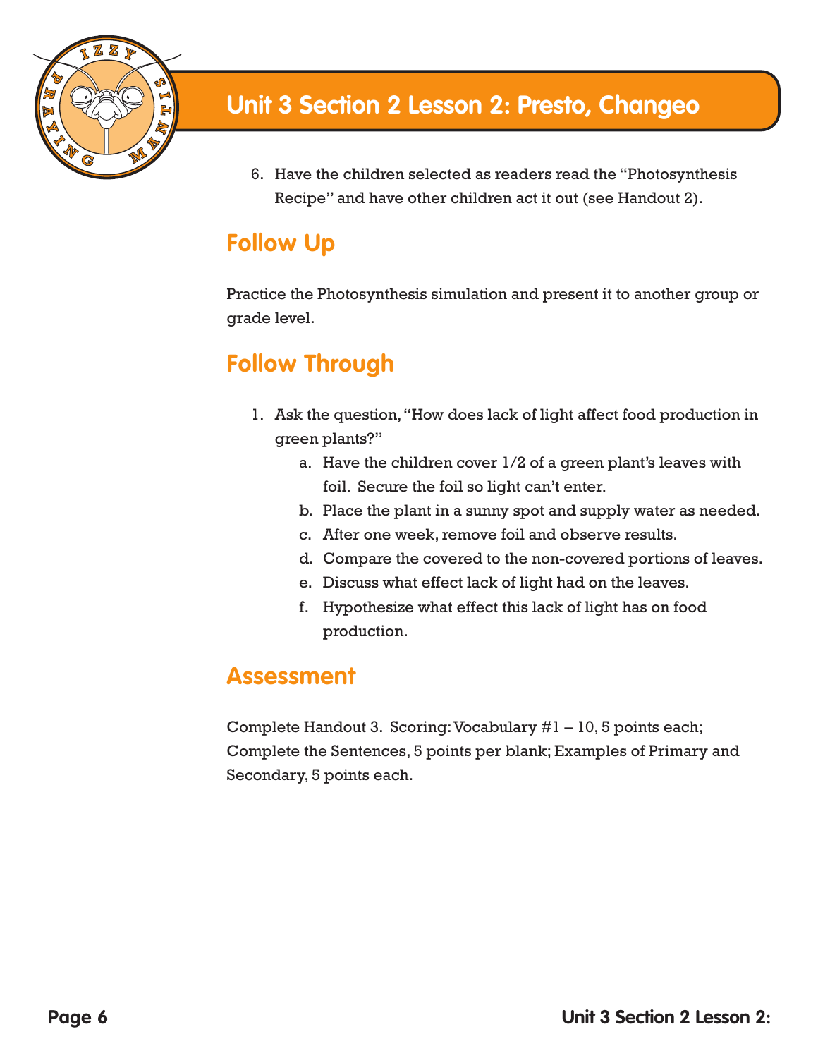# Unit 3 Section 2 Lesson 2: Presto, Changeo

6. Have the children selected as readers read the "Photosynthesis Recipe" and have other children act it out (see Handout 2).

## Follow Up

Practice the Photosynthesis simulation and present it to another group or grade level.

## Follow Through

1. Ask the question, "How does lack of light affect food production in green plants?"
   a. Have the children cover 1/2 of a green plant's leaves with foil. Secure the foil so light can't enter.
   b. Place the plant in a sunny spot and supply water as needed.
   c. After one week, remove foil and observe results.
   d. Compare the covered to the non-covered portions of leaves.
   e. Discuss what effect lack of light had on the leaves.
   f. Hypothesize what effect this lack of light has on food production.

## Assessment

Complete Handout 3. Scoring: Vocabulary #1 – 10, 5 points each; Complete the Sentences, 5 points per blank; Examples of Primary and Secondary, 5 points each.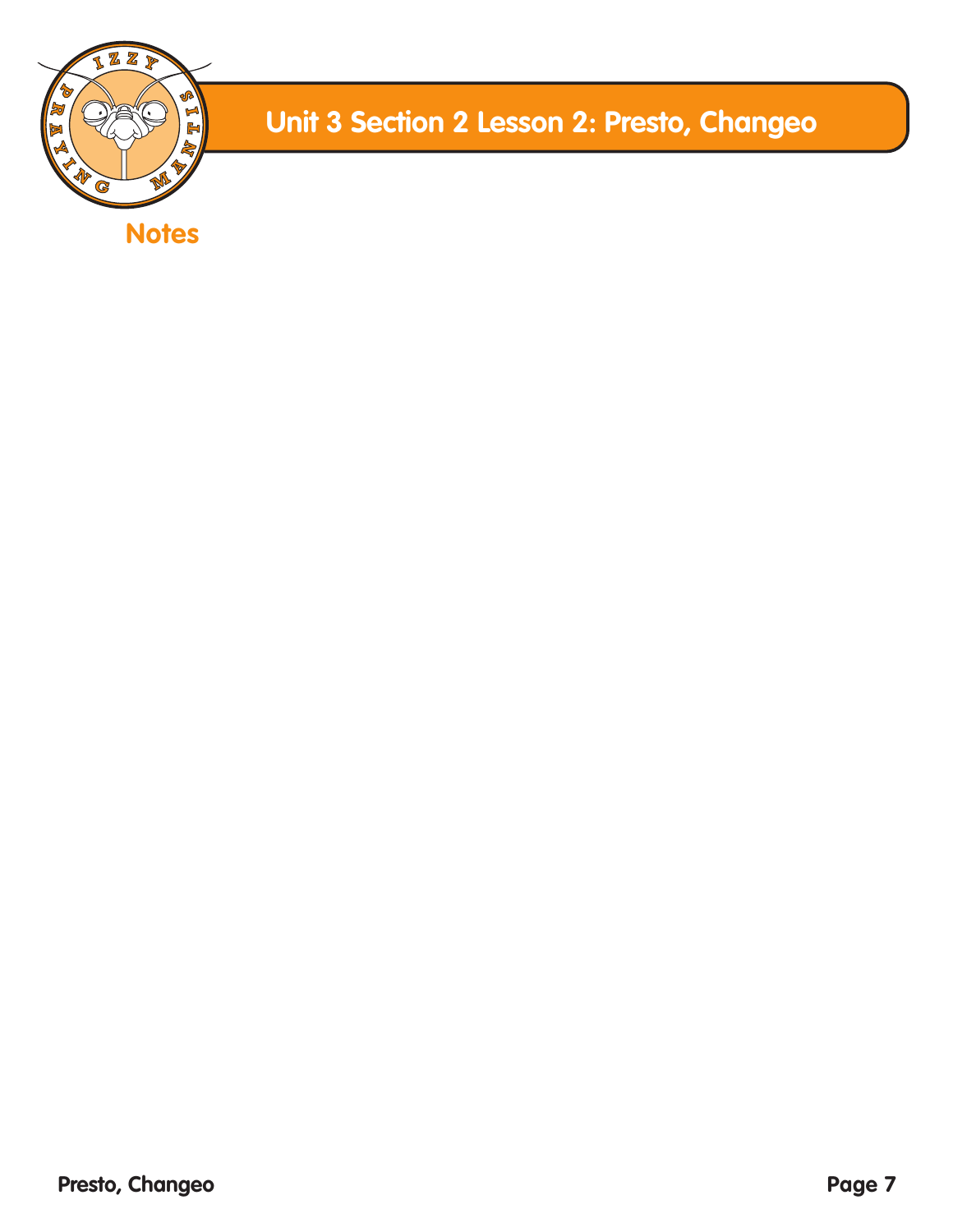# Unit 3 Section 2 Lesson 2: Presto, Changeo

## Notes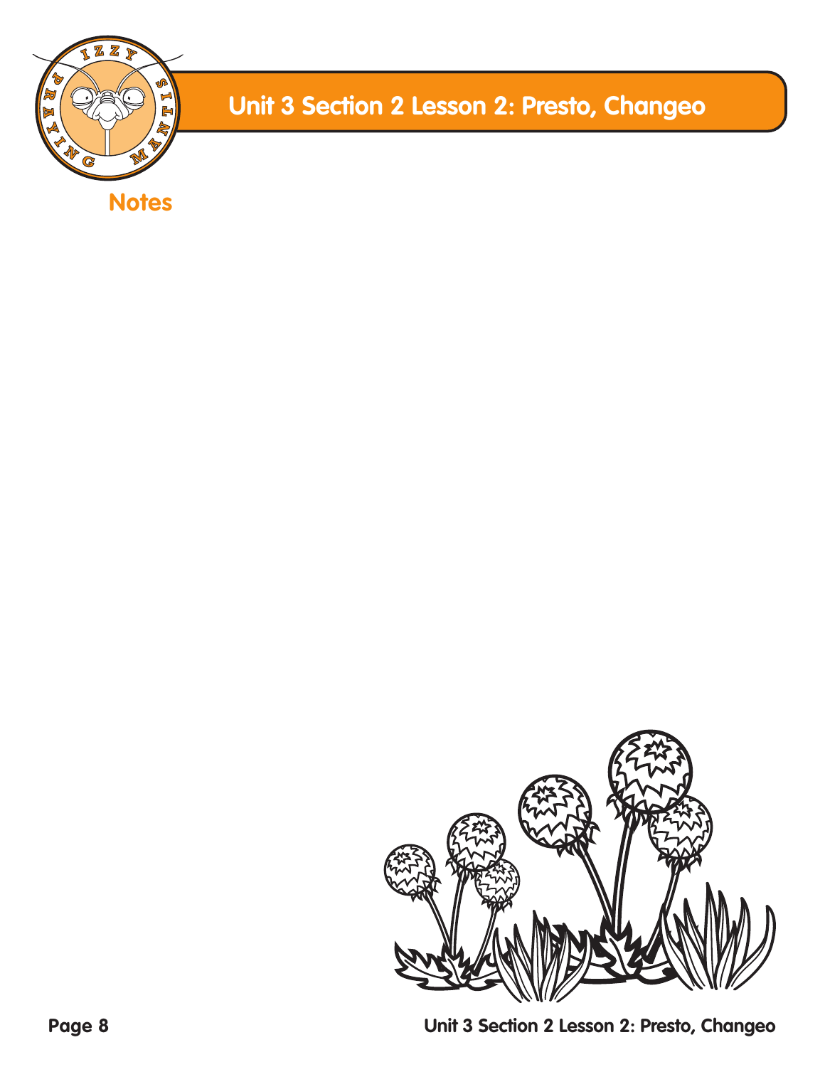## Notes